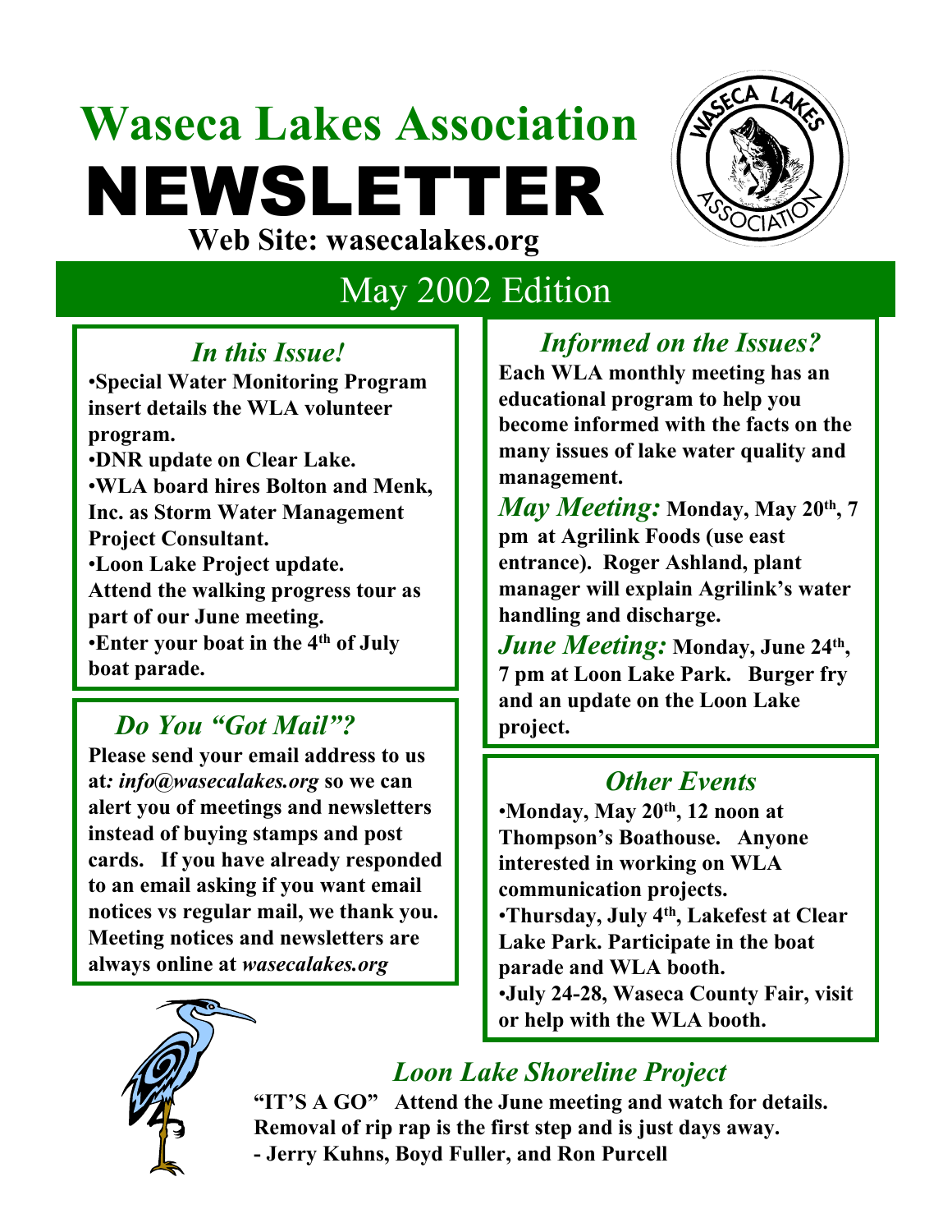# Waseca Lakes Association NEWSLETTER

**Web Site: wasecalakes.org**

## May 2002 Edition

### *In this Issue!*

- **Special Water Monitoring Program insert details the WLA volunteer program.**
- **DNR update on Clear Lake.**
- **WLA board hires Bolton and Menk, Inc. as Storm Water Management Project Consultant.**
- **Loon Lake Project update. Attend the walking progress tour as part of our June meeting.**
- **Enter your boat in the 4th of July boat parade.**

### *Do You "Got Mail"?*

**Please send your email address to us at*: info@wasecalakes.org* so we can alert you of meetings and newsletters instead of buying stamps and post cards. If you have already responded to an email asking if you want email notices vs regular mail, we thank you. Meeting notices and newsletters are always online at *wasecalakes.org***

### *Informed on the Issues?*

**Each WLA monthly meeting has an educational program to help you become informed with the facts on the many issues of lake water quality and management.**

***May Meeting:*** **Monday, May 20th, 7 pm at Agrilink Foods (use east entrance). Roger Ashland, plant manager will explain Agrilink's water handling and discharge.**

***June Meeting:*** **Monday, June 24th, 7 pm at Loon Lake Park. Burger fry and an update on the Loon Lake project.**

### *Other Events*

- **Monday, May 20th, 12 noon at Thompson's Boathouse. Anyone interested in working on WLA communication projects.**
- **Thursday, July 4th, Lakefest at Clear Lake Park. Participate in the boat parade and WLA booth.**
- **July 24-28, Waseca County Fair, visit or help with the WLA booth.**

### *Loon Lake Shoreline Project*

**"IT'S A GO" Attend the June meeting and watch for details. Removal of rip rap is the first step and is just days away.**
**- Jerry Kuhns, Boyd Fuller, and Ron Purcell**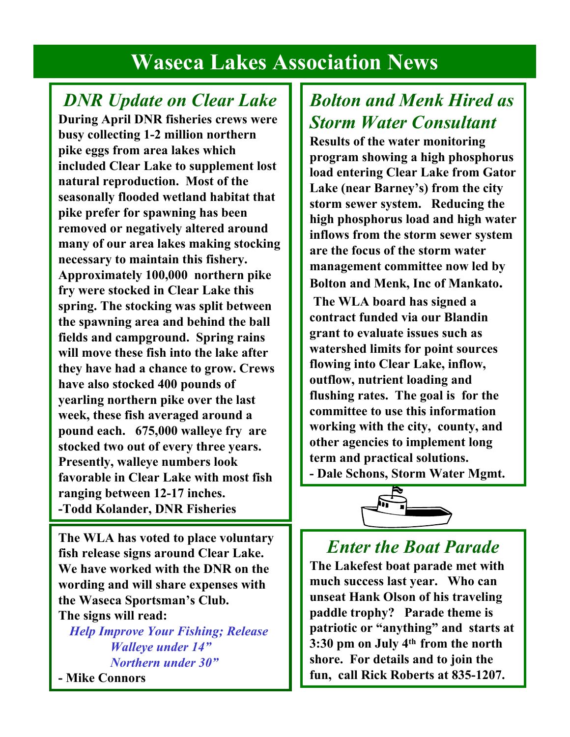# Waseca Lakes Association News

## *DNR Update on Clear Lake*

**During April DNR fisheries crews were busy collecting 1-2 million northern pike eggs from area lakes which included Clear Lake to supplement lost natural reproduction. Most of the seasonally flooded wetland habitat that pike prefer for spawning has been removed or negatively altered around many of our area lakes making stocking necessary to maintain this fishery. Approximately 100,000 northern pike fry were stocked in Clear Lake this spring. The stocking was split between the spawning area and behind the ball fields and campground. Spring rains will move these fish into the lake after they have had a chance to grow. Crews have also stocked 400 pounds of yearling northern pike over the last week, these fish averaged around a pound each. 675,000 walleye fry are stocked two out of every three years. Presently, walleye numbers look favorable in Clear Lake with most fish ranging between 12-17 inches.**

**-Todd Kolander, DNR Fisheries**

**The WLA has voted to place voluntary fish release signs around Clear Lake. We have worked with the DNR on the wording and will share expenses with the Waseca Sportsman's Club.**

**The signs will read:**

***Help Improve Your Fishing; Release***
***Walleye under 14"***
***Northern under 30"***

**- Mike Connors**

## *Bolton and Menk Hired as Storm Water Consultant*

**Results of the water monitoring program showing a high phosphorus load entering Clear Lake from Gator Lake (near Barney's) from the city storm sewer system. Reducing the high phosphorus load and high water inflows from the storm sewer system are the focus of the storm water management committee now led by Bolton and Menk, Inc of Mankato.**

**The WLA board has signed a contract funded via our Blandin grant to evaluate issues such as watershed limits for point sources flowing into Clear Lake, inflow, outflow, nutrient loading and flushing rates. The goal is for the committee to use this information working with the city, county, and other agencies to implement long term and practical solutions.**

**- Dale Schons, Storm Water Mgmt.**

## *Enter the Boat Parade*

**The Lakefest boat parade met with much success last year. Who can unseat Hank Olson of his traveling paddle trophy? Parade theme is patriotic or "anything" and starts at 3:30 pm on July 4th from the north shore. For details and to join the fun, call Rick Roberts at 835-1207.**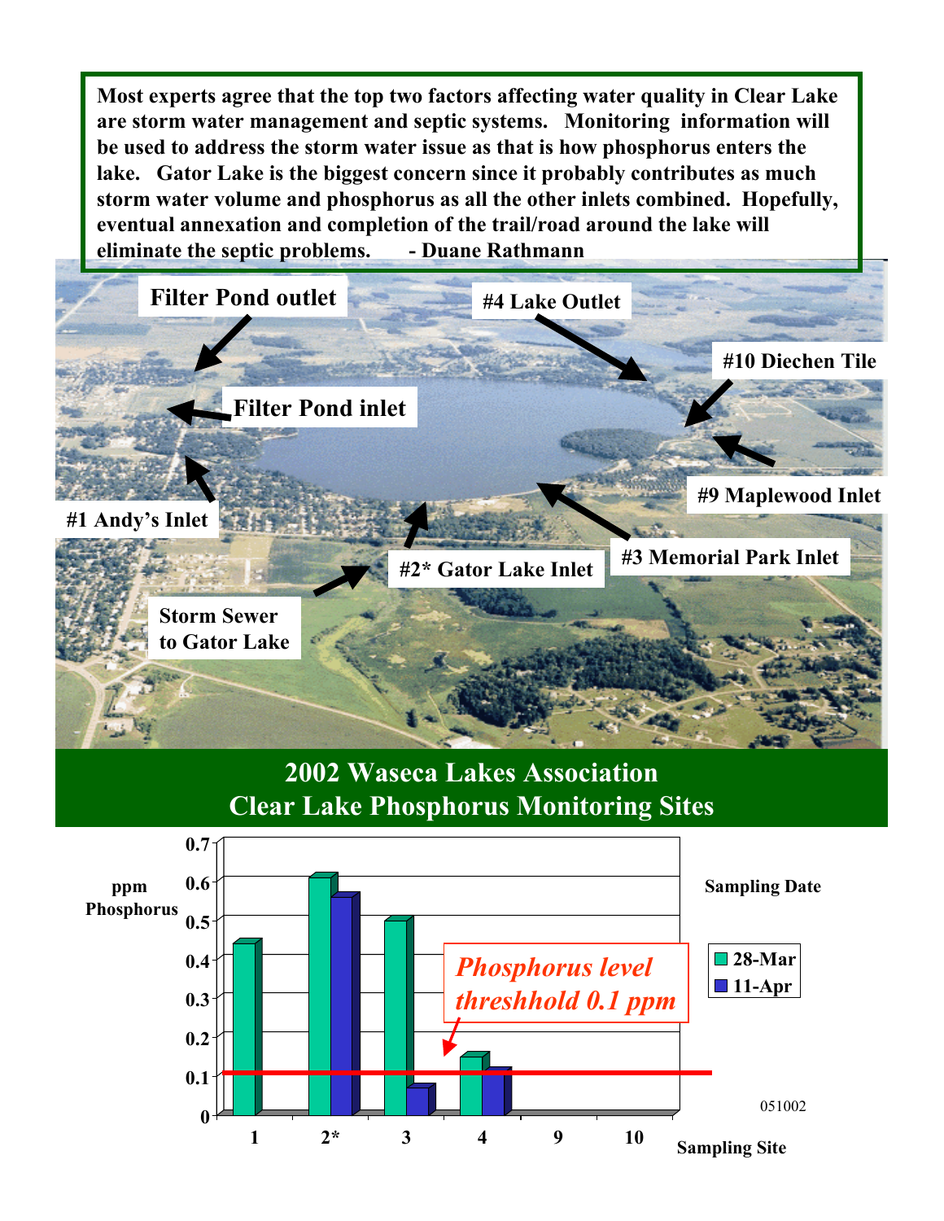Most experts agree that the top two factors affecting water quality in Clear Lake are storm water management and septic systems. Monitoring information will be used to address the storm water issue as that is how phosphorus enters the lake. Gator Lake is the biggest concern since it probably contributes as much storm water volume and phosphorus as all the other inlets combined. Hopefully, eventual annexation and completion of the trail/road around the lake will eliminate the septic problems. - Duane Rathmann

Filter Pond outlet

#4 Lake Outlet

#10 Diechen Tile

Filter Pond inlet

#9 Maplewood Inlet

#1 Andy's Inlet

#3 Memorial Park Inlet

#2* Gator Lake Inlet

Storm Sewer to Gator Lake

## 2002 Waseca Lakes Association Clear Lake Phosphorus Monitoring Sites

ppm Phosphorus

Sampling Date

- 28-Mar
- 11-Apr

*Phosphorus level threshhold 0.1 ppm*

Sampling Site: 1, 2*, 3, 4, 9, 10

051002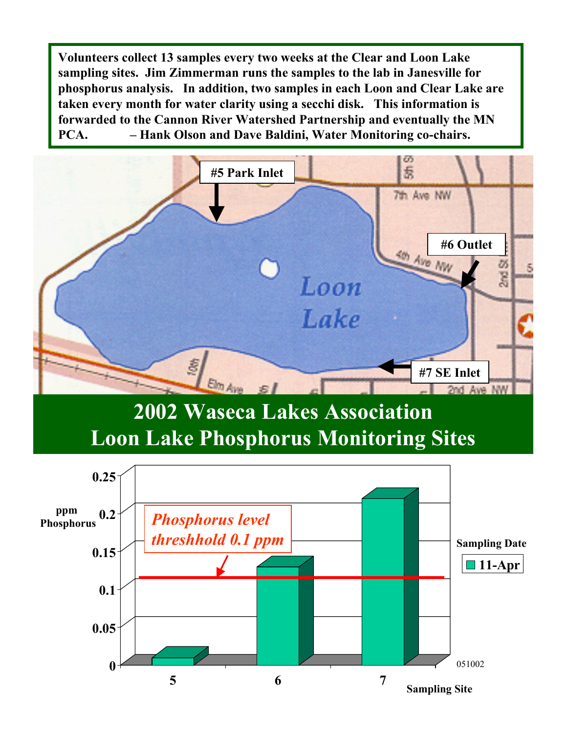Volunteers collect 13 samples every two weeks at the Clear and Loon Lake sampling sites. Jim Zimmerman runs the samples to the lab in Janesville for phosphorus analysis. In addition, two samples in each Loon and Clear Lake are taken every month for water clarity using a secchi disk. This information is forwarded to the Cannon River Watershed Partnership and eventually the MN PCA. – Hank Olson and Dave Baldini, Water Monitoring co-chairs.

#5 Park Inlet

#6 Outlet

#7 SE Inlet

Loon Lake

7th Ave NW

4th Ave NW

2nd Ave NW

Elm Ave

# 2002 Waseca Lakes Association Loon Lake Phosphorus Monitoring Sites

ppm Phosphorus

0.25

0.2

0.15

0.1

0.05

0

*Phosphorus level threshhold 0.1 ppm*

Sampling Date

11-Apr

5

6

7

Sampling Site

051002